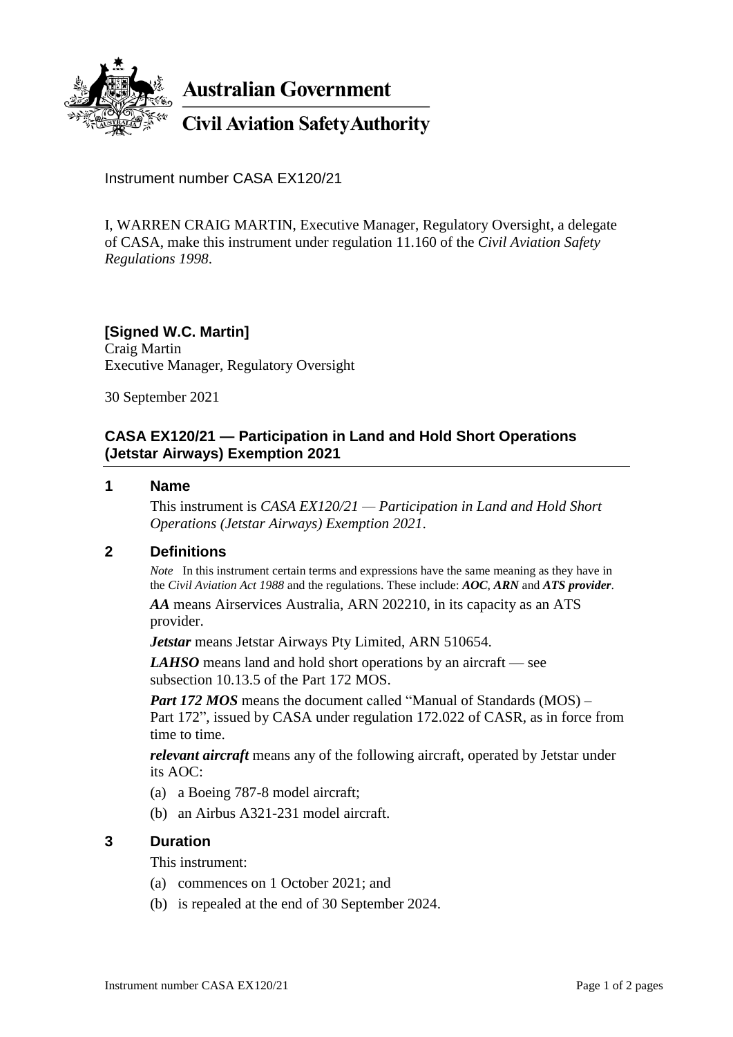**Australian Government**

**Civil Aviation Safety Authority**

Instrument number CASA EX120/21

I, WARREN CRAIG MARTIN, Executive Manager, Regulatory Oversight, a delegate of CASA, make this instrument under regulation 11.160 of the *Civil Aviation Safety Regulations 1998*.

**[Signed W.C. Martin]**
Craig Martin
Executive Manager, Regulatory Oversight

30 September 2021

## CASA EX120/21 — Participation in Land and Hold Short Operations (Jetstar Airways) Exemption 2021

### 1 Name

This instrument is *CASA EX120/21 — Participation in Land and Hold Short Operations (Jetstar Airways) Exemption 2021*.

### 2 Definitions

*Note* In this instrument certain terms and expressions have the same meaning as they have in the *Civil Aviation Act 1988* and the regulations. These include: ***AOC***, ***ARN*** and ***ATS provider***.

***AA*** means Airservices Australia, ARN 202210, in its capacity as an ATS provider.

***Jetstar*** means Jetstar Airways Pty Limited, ARN 510654.

***LAHSO*** means land and hold short operations by an aircraft — see subsection 10.13.5 of the Part 172 MOS.

***Part 172 MOS*** means the document called "Manual of Standards (MOS) – Part 172", issued by CASA under regulation 172.022 of CASR, as in force from time to time.

***relevant aircraft*** means any of the following aircraft, operated by Jetstar under its AOC:

(a) a Boeing 787-8 model aircraft;

(b) an Airbus A321-231 model aircraft.

### 3 Duration

This instrument:

(a) commences on 1 October 2021; and

(b) is repealed at the end of 30 September 2024.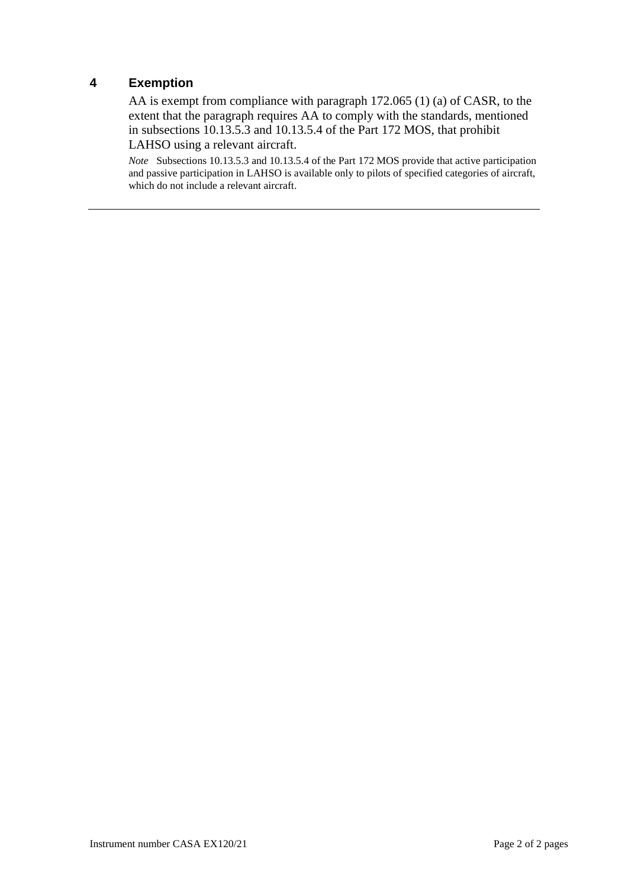## 4 Exemption

AA is exempt from compliance with paragraph 172.065 (1) (a) of CASR, to the extent that the paragraph requires AA to comply with the standards, mentioned in subsections 10.13.5.3 and 10.13.5.4 of the Part 172 MOS, that prohibit LAHSO using a relevant aircraft.

*Note* Subsections 10.13.5.3 and 10.13.5.4 of the Part 172 MOS provide that active participation and passive participation in LAHSO is available only to pilots of specified categories of aircraft, which do not include a relevant aircraft.

---